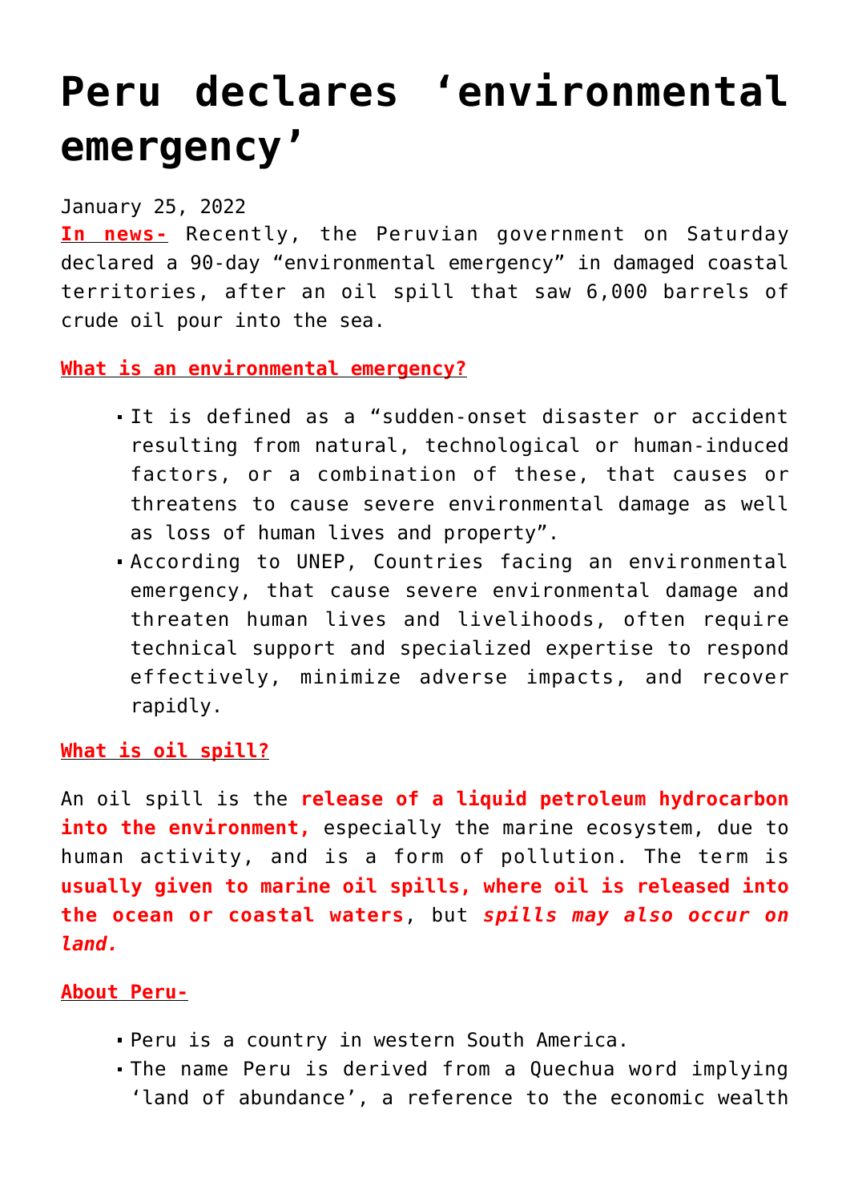# Peru declares 'environmental emergency'

January 25, 2022

**In news-** Recently, the Peruvian government on Saturday declared a 90-day "environmental emergency" in damaged coastal territories, after an oil spill that saw 6,000 barrels of crude oil pour into the sea.

**What is an environmental emergency?**

- It is defined as a "sudden-onset disaster or accident resulting from natural, technological or human-induced factors, or a combination of these, that causes or threatens to cause severe environmental damage as well as loss of human lives and property".
- According to UNEP, Countries facing an environmental emergency, that cause severe environmental damage and threaten human lives and livelihoods, often require technical support and specialized expertise to respond effectively, minimize adverse impacts, and recover rapidly.

**What is oil spill?**

An oil spill is the **release of a liquid petroleum hydrocarbon into the environment,** especially the marine ecosystem, due to human activity, and is a form of pollution. The term is **usually given to marine oil spills, where oil is released into the ocean or coastal waters**, but ***spills may also occur on land.***

**About Peru-**

- Peru is a country in western South America.
- The name Peru is derived from a Quechua word implying 'land of abundance', a reference to the economic wealth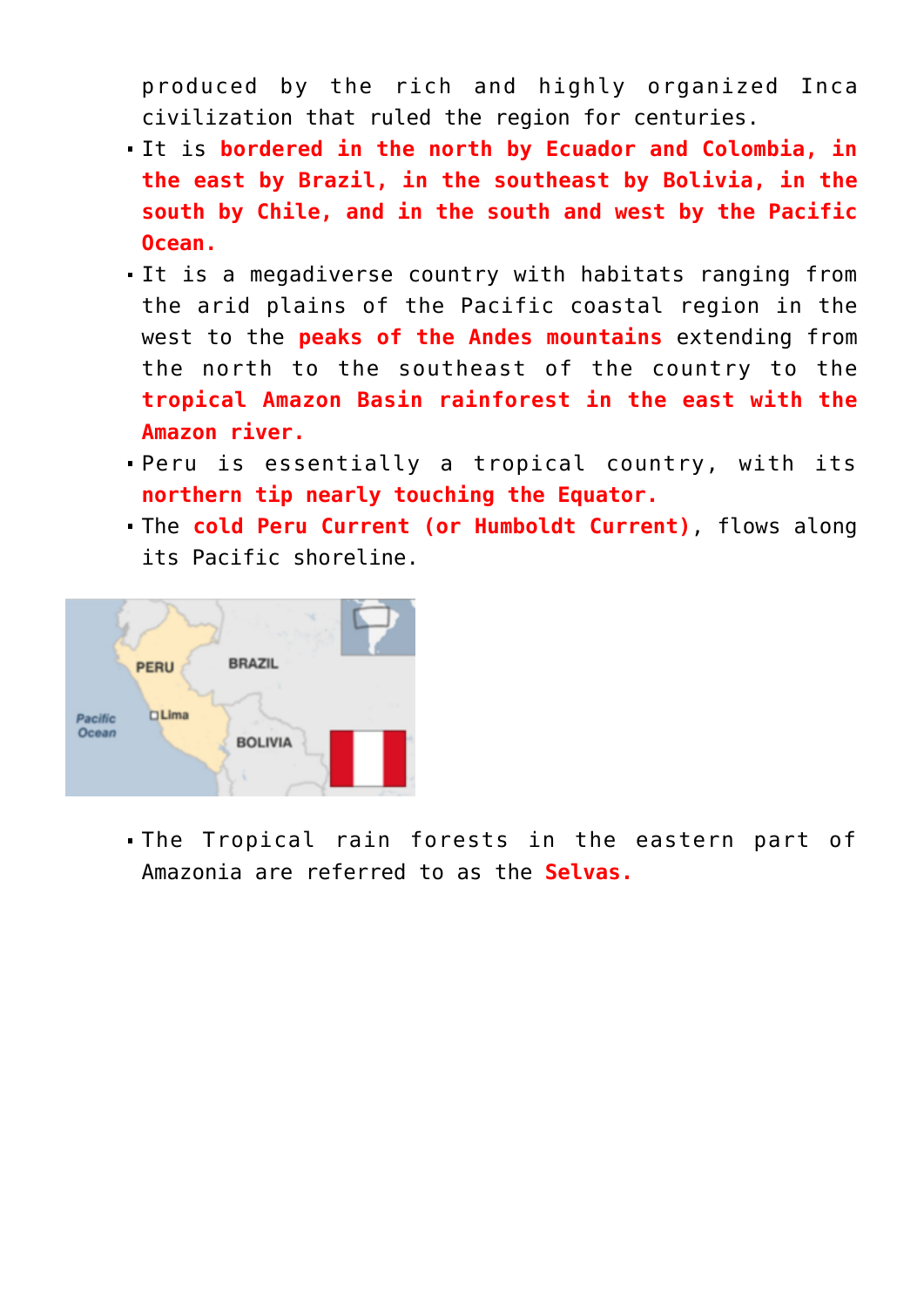produced by the rich and highly organized Inca civilization that ruled the region for centuries.

- It is **bordered in the north by Ecuador and Colombia, in the east by Brazil, in the southeast by Bolivia, in the south by Chile, and in the south and west by the Pacific Ocean.**
- It is a megadiverse country with habitats ranging from the arid plains of the Pacific coastal region in the west to the **peaks of the Andes mountains** extending from the north to the southeast of the country to the **tropical Amazon Basin rainforest in the east with the Amazon river.**
- Peru is essentially a tropical country, with its **northern tip nearly touching the Equator.**
- The **cold Peru Current (or Humboldt Current)**, flows along its Pacific shoreline.

PERU
BRAZIL
Lima
Pacific Ocean
BOLIVIA

- The Tropical rain forests in the eastern part of Amazonia are referred to as the **Selvas.**